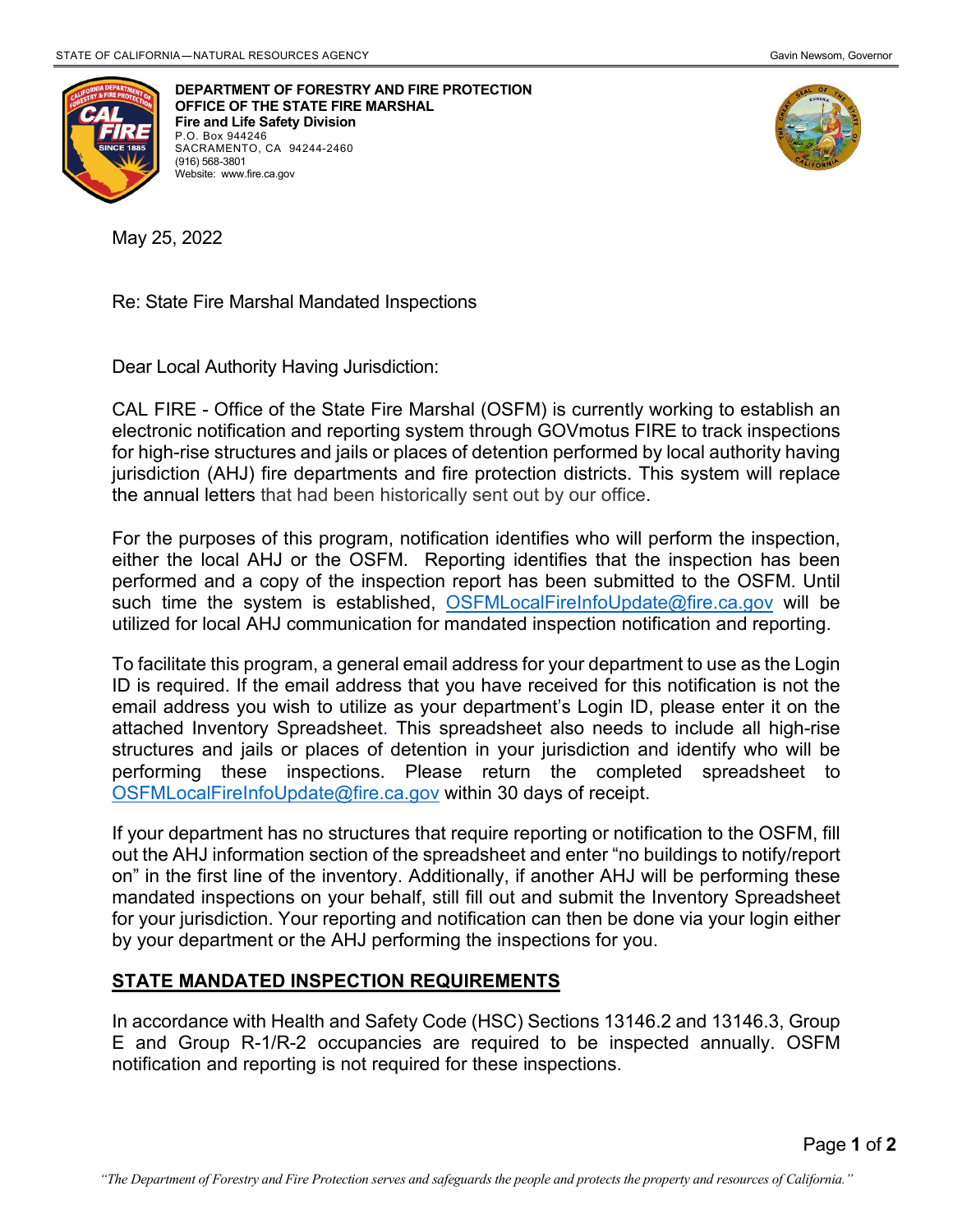STATE OF CALIFORNIA—NATURAL RESOURCES AGENCY

Gavin Newsom, Governor

**DEPARTMENT OF FORESTRY AND FIRE PROTECTION**
**OFFICE OF THE STATE FIRE MARSHAL**
**Fire and Life Safety Division**
P.O. Box 944246
SACRAMENTO, CA 94244-2460
(916) 568-3801
Website: www.fire.ca.gov

May 25, 2022

Re: State Fire Marshal Mandated Inspections

Dear Local Authority Having Jurisdiction:

CAL FIRE - Office of the State Fire Marshal (OSFM) is currently working to establish an electronic notification and reporting system through GOVmotus FIRE to track inspections for high-rise structures and jails or places of detention performed by local authority having jurisdiction (AHJ) fire departments and fire protection districts. This system will replace the annual letters that had been historically sent out by our office.

For the purposes of this program, notification identifies who will perform the inspection, either the local AHJ or the OSFM. Reporting identifies that the inspection has been performed and a copy of the inspection report has been submitted to the OSFM. Until such time the system is established, OSFMLocalFireInfoUpdate@fire.ca.gov will be utilized for local AHJ communication for mandated inspection notification and reporting.

To facilitate this program, a general email address for your department to use as the Login ID is required. If the email address that you have received for this notification is not the email address you wish to utilize as your department's Login ID, please enter it on the attached Inventory Spreadsheet. This spreadsheet also needs to include all high-rise structures and jails or places of detention in your jurisdiction and identify who will be performing these inspections. Please return the completed spreadsheet to OSFMLocalFireInfoUpdate@fire.ca.gov within 30 days of receipt.

If your department has no structures that require reporting or notification to the OSFM, fill out the AHJ information section of the spreadsheet and enter "no buildings to notify/report on" in the first line of the inventory. Additionally, if another AHJ will be performing these mandated inspections on your behalf, still fill out and submit the Inventory Spreadsheet for your jurisdiction. Your reporting and notification can then be done via your login either by your department or the AHJ performing the inspections for you.

## STATE MANDATED INSPECTION REQUIREMENTS

In accordance with Health and Safety Code (HSC) Sections 13146.2 and 13146.3, Group E and Group R-1/R-2 occupancies are required to be inspected annually. OSFM notification and reporting is not required for these inspections.

*"The Department of Forestry and Fire Protection serves and safeguards the people and protects the property and resources of California."*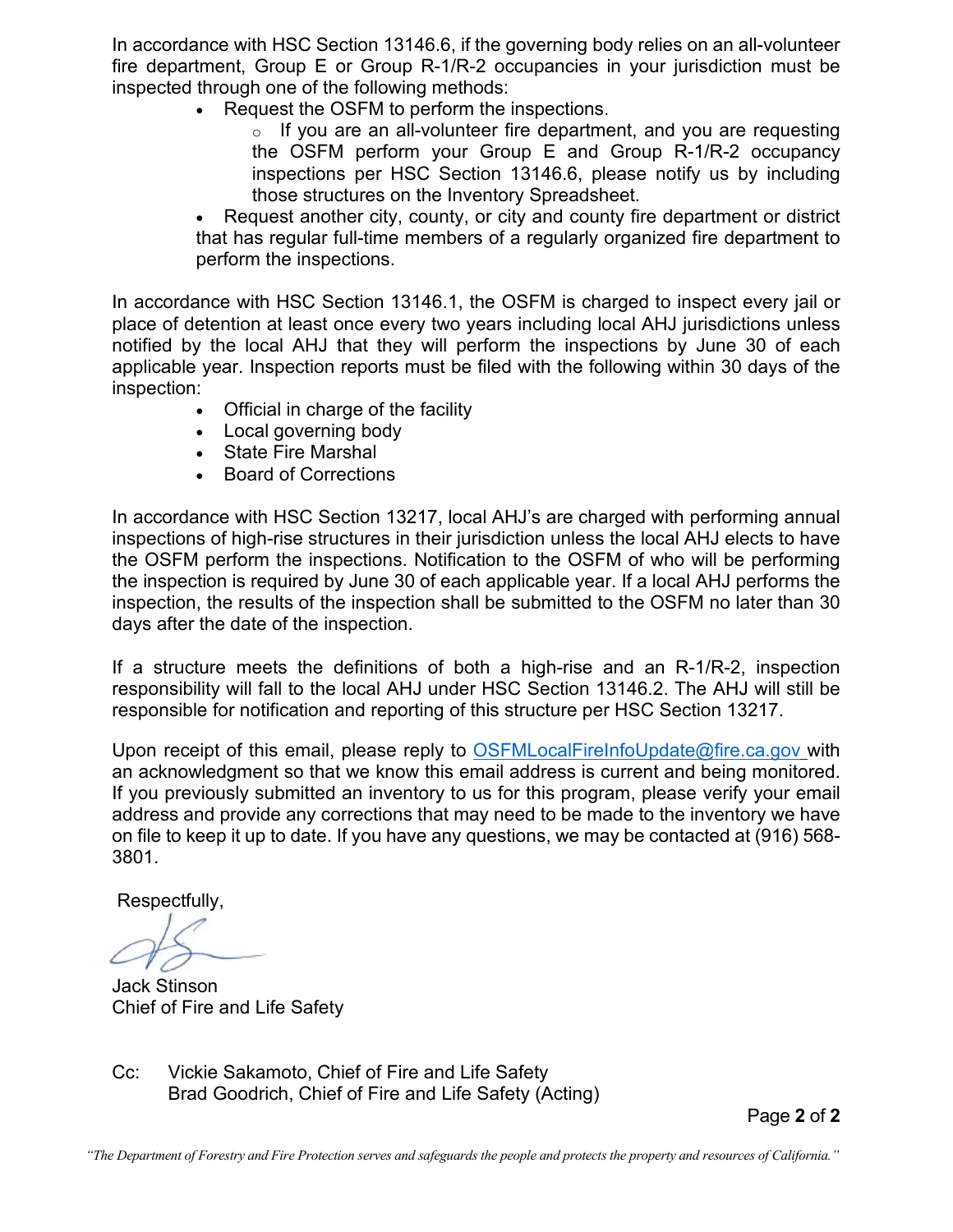In accordance with HSC Section 13146.6, if the governing body relies on an all-volunteer fire department, Group E or Group R-1/R-2 occupancies in your jurisdiction must be inspected through one of the following methods:

- Request the OSFM to perform the inspections.
  - If you are an all-volunteer fire department, and you are requesting the OSFM perform your Group E and Group R-1/R-2 occupancy inspections per HSC Section 13146.6, please notify us by including those structures on the Inventory Spreadsheet.
- Request another city, county, or city and county fire department or district that has regular full-time members of a regularly organized fire department to perform the inspections.

In accordance with HSC Section 13146.1, the OSFM is charged to inspect every jail or place of detention at least once every two years including local AHJ jurisdictions unless notified by the local AHJ that they will perform the inspections by June 30 of each applicable year. Inspection reports must be filed with the following within 30 days of the inspection:

- Official in charge of the facility
- Local governing body
- State Fire Marshal
- Board of Corrections

In accordance with HSC Section 13217, local AHJ's are charged with performing annual inspections of high-rise structures in their jurisdiction unless the local AHJ elects to have the OSFM perform the inspections. Notification to the OSFM of who will be performing the inspection is required by June 30 of each applicable year. If a local AHJ performs the inspection, the results of the inspection shall be submitted to the OSFM no later than 30 days after the date of the inspection.

If a structure meets the definitions of both a high-rise and an R-1/R-2, inspection responsibility will fall to the local AHJ under HSC Section 13146.2. The AHJ will still be responsible for notification and reporting of this structure per HSC Section 13217.

Upon receipt of this email, please reply to OSFMLocalFireInfoUpdate@fire.ca.gov with an acknowledgment so that we know this email address is current and being monitored. If you previously submitted an inventory to us for this program, please verify your email address and provide any corrections that may need to be made to the inventory we have on file to keep it up to date. If you have any questions, we may be contacted at (916) 568-3801.

Respectfully,

Jack Stinson
Chief of Fire and Life Safety

Cc: Vickie Sakamoto, Chief of Fire and Life Safety
Brad Goodrich, Chief of Fire and Life Safety (Acting)

*"The Department of Forestry and Fire Protection serves and safeguards the people and protects the property and resources of California."*